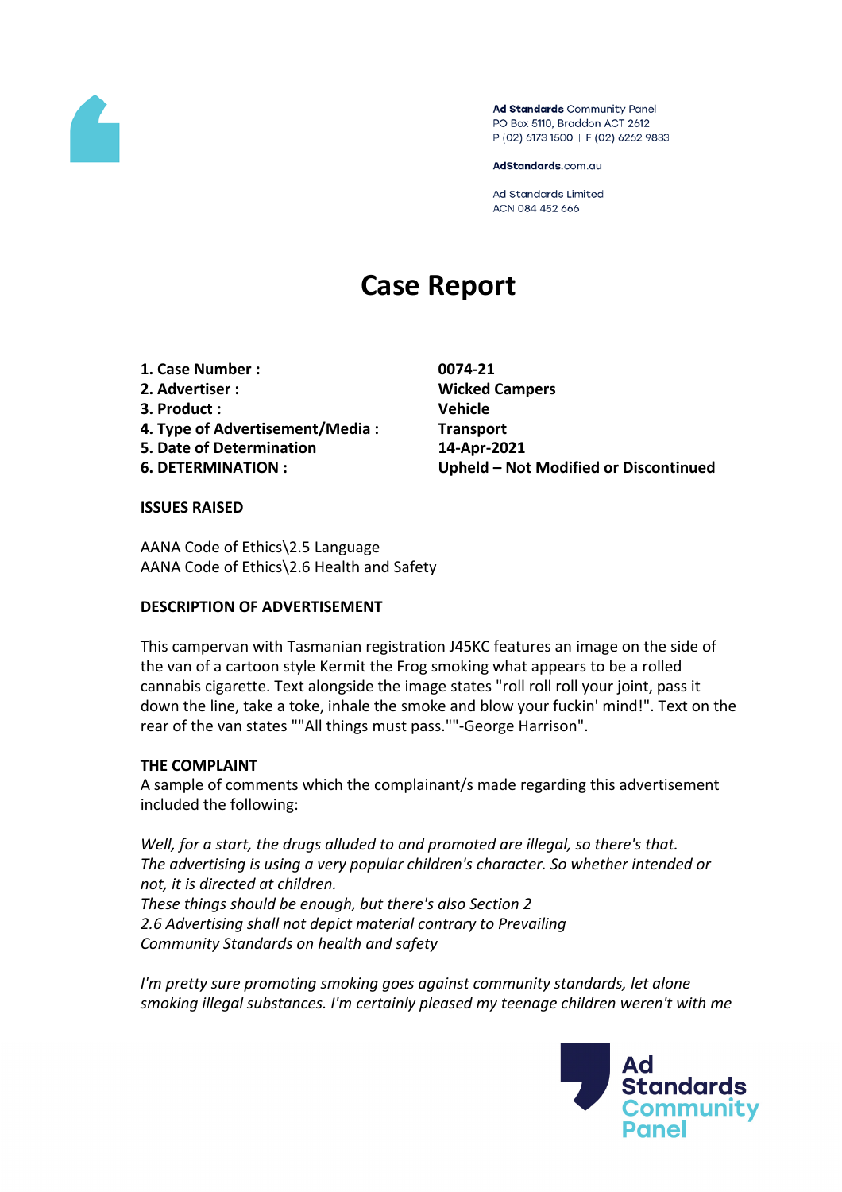Ad Standards Community Panel
PO Box 5110, Braddon ACT 2612
P (02) 6173 1500 | F (02) 6262 9833

AdStandards.com.au

Ad Standards Limited
ACN 084 452 666

# Case Report

| | |
|---|---|
| **1. Case Number :** | **0074-21** |
| **2. Advertiser :** | **Wicked Campers** |
| **3. Product :** | **Vehicle** |
| **4. Type of Advertisement/Media :** | **Transport** |
| **5. Date of Determination** | **14-Apr-2021** |
| **6. DETERMINATION :** | **Upheld – Not Modified or Discontinued** |

**ISSUES RAISED**

AANA Code of Ethics\2.5 Language
AANA Code of Ethics\2.6 Health and Safety

**DESCRIPTION OF ADVERTISEMENT**

This campervan with Tasmanian registration J45KC features an image on the side of the van of a cartoon style Kermit the Frog smoking what appears to be a rolled cannabis cigarette. Text alongside the image states "roll roll roll your joint, pass it down the line, take a toke, inhale the smoke and blow your fuckin' mind!". Text on the rear of the van states ""All things must pass.""-George Harrison".

**THE COMPLAINT**

A sample of comments which the complainant/s made regarding this advertisement included the following:

*Well, for a start, the drugs alluded to and promoted are illegal, so there's that. The advertising is using a very popular children's character. So whether intended or not, it is directed at children.*
*These things should be enough, but there's also Section 2*
*2.6 Advertising shall not depict material contrary to Prevailing Community Standards on health and safety*

*I'm pretty sure promoting smoking goes against community standards, let alone smoking illegal substances. I'm certainly pleased my teenage children weren't with me*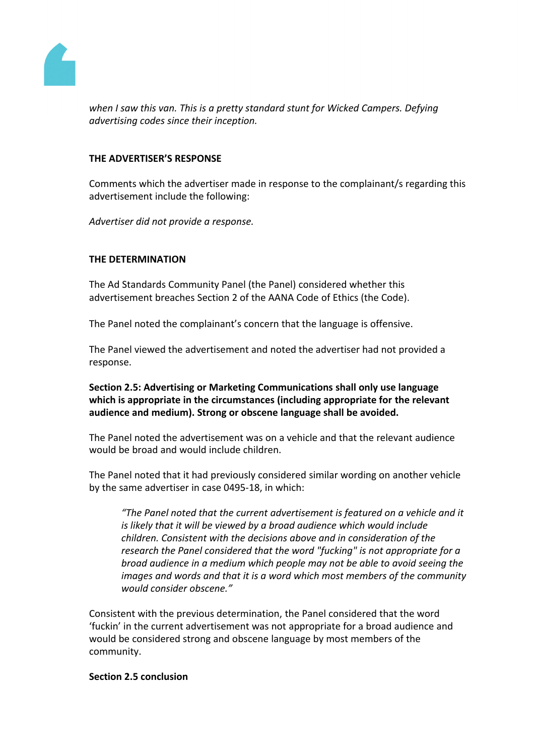*when I saw this van. This is a pretty standard stunt for Wicked Campers. Defying advertising codes since their inception.*

**THE ADVERTISER'S RESPONSE**

Comments which the advertiser made in response to the complainant/s regarding this advertisement include the following:

*Advertiser did not provide a response.*

**THE DETERMINATION**

The Ad Standards Community Panel (the Panel) considered whether this advertisement breaches Section 2 of the AANA Code of Ethics (the Code).

The Panel noted the complainant's concern that the language is offensive.

The Panel viewed the advertisement and noted the advertiser had not provided a response.

**Section 2.5: Advertising or Marketing Communications shall only use language which is appropriate in the circumstances (including appropriate for the relevant audience and medium). Strong or obscene language shall be avoided.**

The Panel noted the advertisement was on a vehicle and that the relevant audience would be broad and would include children.

The Panel noted that it had previously considered similar wording on another vehicle by the same advertiser in case 0495-18, in which:

> *"The Panel noted that the current advertisement is featured on a vehicle and it is likely that it will be viewed by a broad audience which would include children. Consistent with the decisions above and in consideration of the research the Panel considered that the word "fucking" is not appropriate for a broad audience in a medium which people may not be able to avoid seeing the images and words and that it is a word which most members of the community would consider obscene."*

Consistent with the previous determination, the Panel considered that the word 'fuckin' in the current advertisement was not appropriate for a broad audience and would be considered strong and obscene language by most members of the community.

**Section 2.5 conclusion**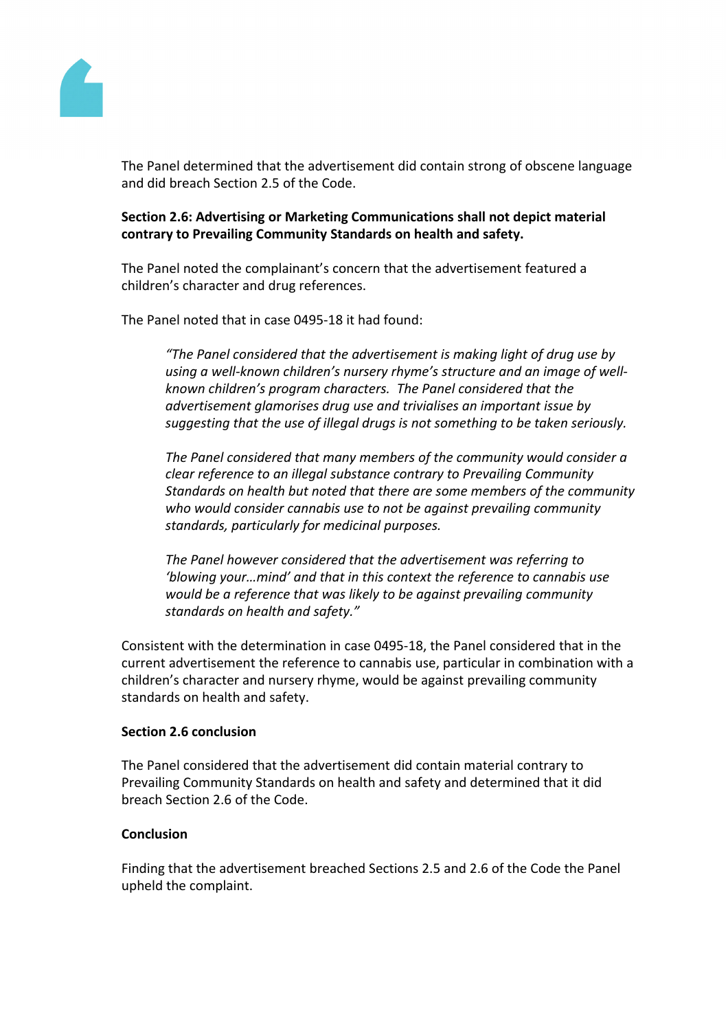The Panel determined that the advertisement did contain strong of obscene language and did breach Section 2.5 of the Code.

**Section 2.6: Advertising or Marketing Communications shall not depict material contrary to Prevailing Community Standards on health and safety.**

The Panel noted the complainant's concern that the advertisement featured a children's character and drug references.

The Panel noted that in case 0495-18 it had found:

> *"The Panel considered that the advertisement is making light of drug use by using a well-known children's nursery rhyme's structure and an image of well-known children's program characters. The Panel considered that the advertisement glamorises drug use and trivialises an important issue by suggesting that the use of illegal drugs is not something to be taken seriously.*
>
> *The Panel considered that many members of the community would consider a clear reference to an illegal substance contrary to Prevailing Community Standards on health but noted that there are some members of the community who would consider cannabis use to not be against prevailing community standards, particularly for medicinal purposes.*
>
> *The Panel however considered that the advertisement was referring to 'blowing your…mind' and that in this context the reference to cannabis use would be a reference that was likely to be against prevailing community standards on health and safety."*

Consistent with the determination in case 0495-18, the Panel considered that in the current advertisement the reference to cannabis use, particular in combination with a children's character and nursery rhyme, would be against prevailing community standards on health and safety.

**Section 2.6 conclusion**

The Panel considered that the advertisement did contain material contrary to Prevailing Community Standards on health and safety and determined that it did breach Section 2.6 of the Code.

**Conclusion**

Finding that the advertisement breached Sections 2.5 and 2.6 of the Code the Panel upheld the complaint.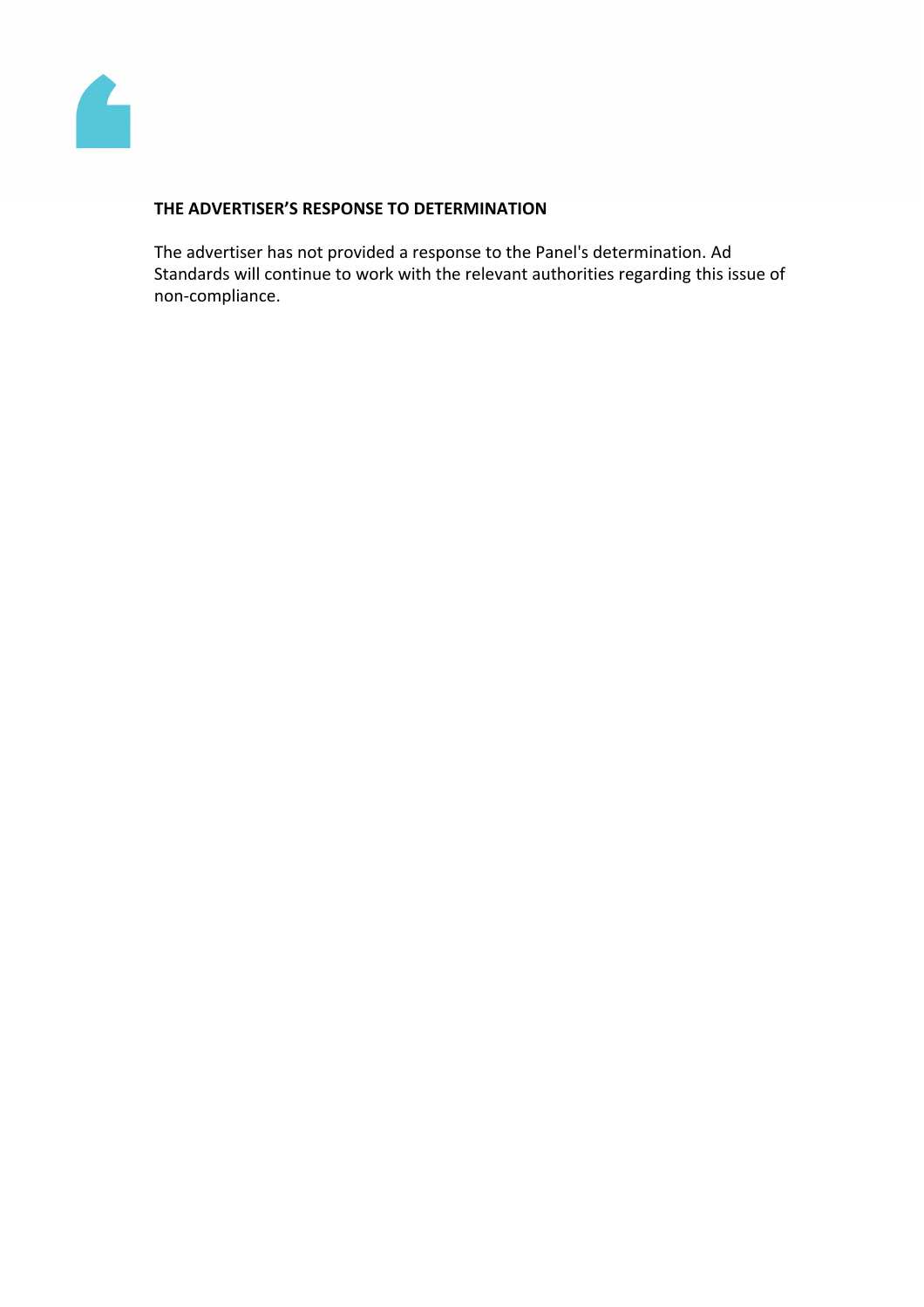**THE ADVERTISER'S RESPONSE TO DETERMINATION**

The advertiser has not provided a response to the Panel's determination. Ad Standards will continue to work with the relevant authorities regarding this issue of non-compliance.